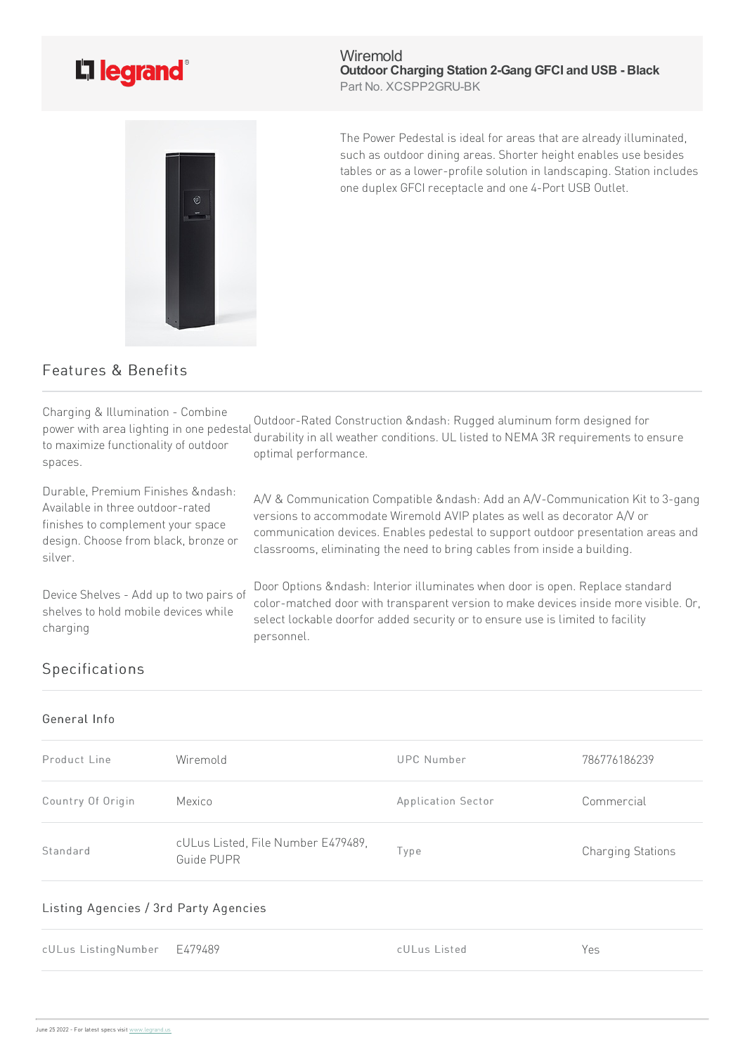Wiremold
**Outdoor Charging Station 2-Gang GFCI and USB - Black**
Part No. XCSPP2GRU-BK

The Power Pedestal is ideal for areas that are already illuminated, such as outdoor dining areas. Shorter height enables use besides tables or as a lower-profile solution in landscaping. Station includes one duplex GFCI receptacle and one 4-Port USB Outlet.

## Features & Benefits

Charging & Illumination - Combine power with area lighting in one pedestal to maximize functionality of outdoor spaces.

Outdoor-Rated Construction &ndash: Rugged aluminum form designed for durability in all weather conditions. UL listed to NEMA 3R requirements to ensure optimal performance.

Durable, Premium Finishes &ndash: Available in three outdoor-rated finishes to complement your space design. Choose from black, bronze or silver.

A/V & Communication Compatible &ndash: Add an A/V-Communication Kit to 3-gang versions to accommodate Wiremold AVIP plates as well as decorator A/V or communication devices. Enables pedestal to support outdoor presentation areas and classrooms, eliminating the need to bring cables from inside a building.

Device Shelves - Add up to two pairs of shelves to hold mobile devices while charging

Door Options &ndash: Interior illuminates when door is open. Replace standard color-matched door with transparent version to make devices inside more visible. Or, select lockable doorfor added security or to ensure use is limited to facility personnel.

## Specifications

### General Info

| | | | |
|---|---|---|---|
| Product Line | Wiremold | UPC Number | 786776186239 |
| Country Of Origin | Mexico | Application Sector | Commercial |
| Standard | cULus Listed, File Number E479489, Guide PUPR | Type | Charging Stations |

### Listing Agencies / 3rd Party Agencies

| | | | |
|---|---|---|---|
| cULus ListingNumber | E479489 | cULus Listed | Yes |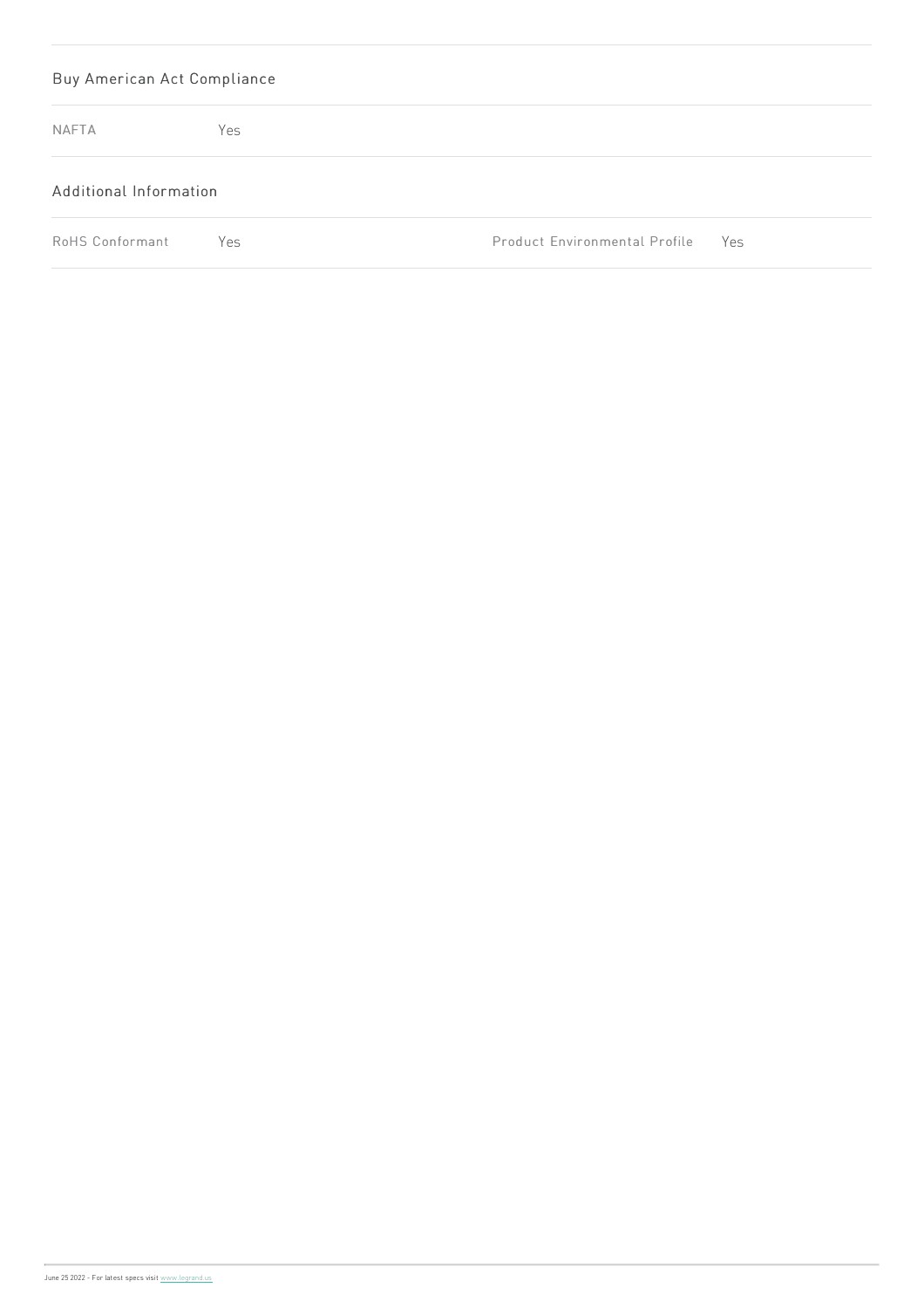## Buy American Act Compliance

| | |
|---|---|
| NAFTA | Yes |

## Additional Information

| | | | |
|---|---|---|---|
| RoHS Conformant | Yes | Product Environmental Profile | Yes |